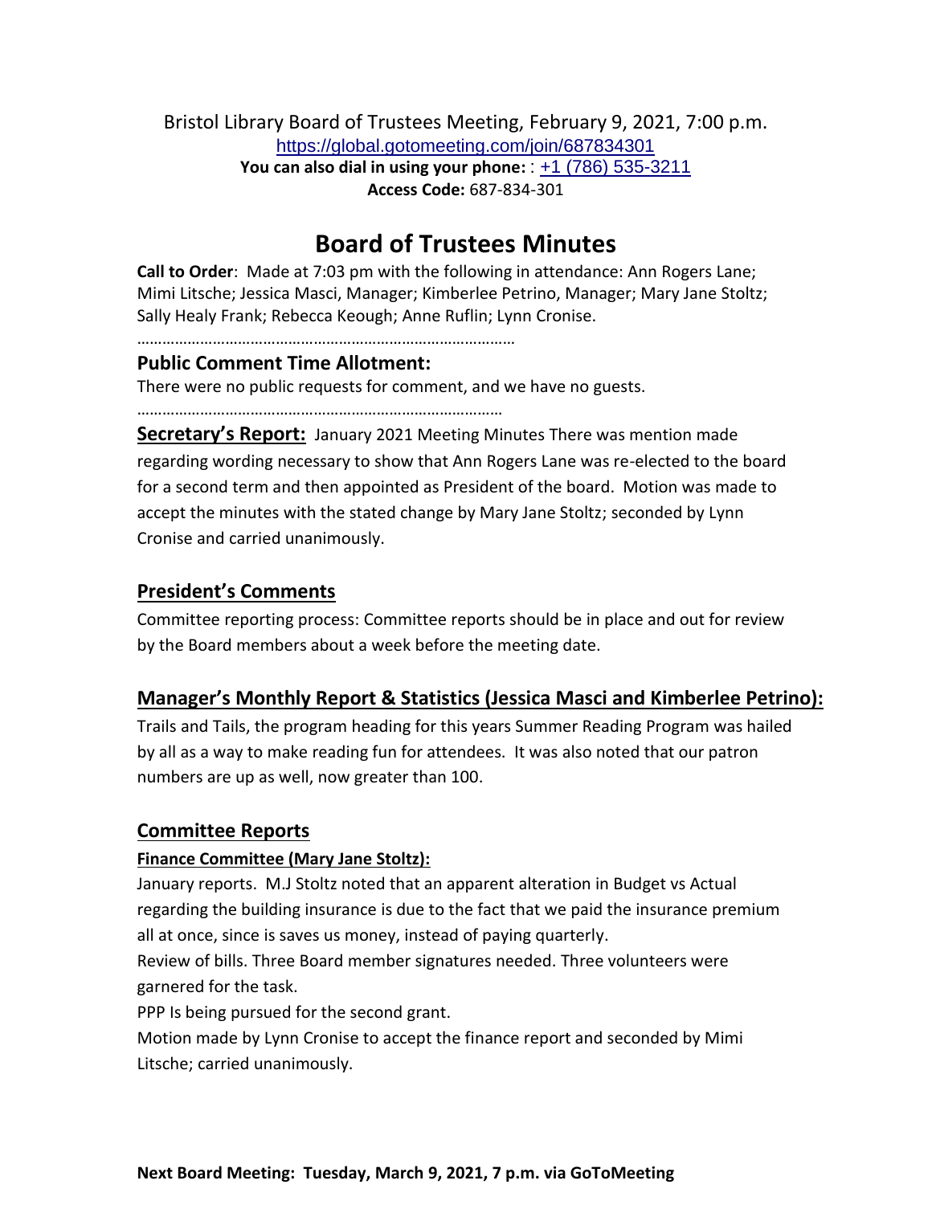Bristol Library Board of Trustees Meeting, February 9, 2021, 7:00 p.m.
https://global.gotomeeting.com/join/687834301
**You can also dial in using your phone:** : +1 (786) 535-3211
**Access Code:** 687-834-301

# Board of Trustees Minutes

**Call to Order**: Made at 7:03 pm with the following in attendance: Ann Rogers Lane; Mimi Litsche; Jessica Masci, Manager; Kimberlee Petrino, Manager; Mary Jane Stoltz; Sally Healy Frank; Rebecca Keough; Anne Ruflin; Lynn Cronise.

…………………………………………………………………………………

## Public Comment Time Allotment:

There were no public requests for comment, and we have no guests.

…………………………………………………………………………………

**Secretary's Report:** January 2021 Meeting Minutes There was mention made regarding wording necessary to show that Ann Rogers Lane was re-elected to the board for a second term and then appointed as President of the board. Motion was made to accept the minutes with the stated change by Mary Jane Stoltz; seconded by Lynn Cronise and carried unanimously.

## President's Comments

Committee reporting process: Committee reports should be in place and out for review by the Board members about a week before the meeting date.

## Manager's Monthly Report & Statistics (Jessica Masci and Kimberlee Petrino):

Trails and Tails, the program heading for this years Summer Reading Program was hailed by all as a way to make reading fun for attendees. It was also noted that our patron numbers are up as well, now greater than 100.

## Committee Reports

### Finance Committee (Mary Jane Stoltz):

January reports. M.J Stoltz noted that an apparent alteration in Budget vs Actual regarding the building insurance is due to the fact that we paid the insurance premium all at once, since is saves us money, instead of paying quarterly.

Review of bills. Three Board member signatures needed. Three volunteers were garnered for the task.

PPP Is being pursued for the second grant.

Motion made by Lynn Cronise to accept the finance report and seconded by Mimi Litsche; carried unanimously.

**Next Board Meeting: Tuesday, March 9, 2021, 7 p.m. via GoToMeeting**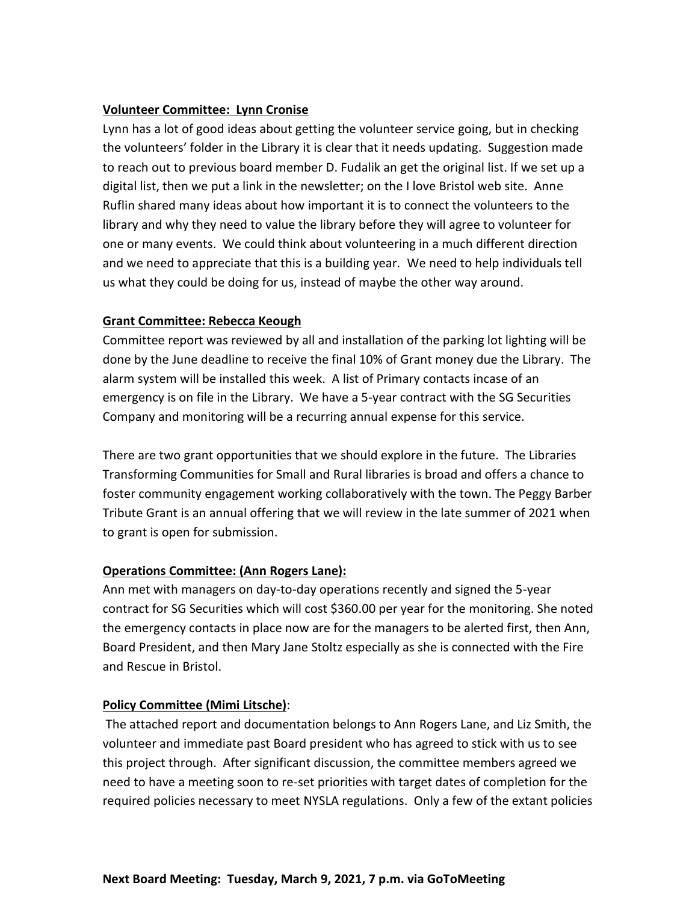**Volunteer Committee: Lynn Cronise**

Lynn has a lot of good ideas about getting the volunteer service going, but in checking the volunteers' folder in the Library it is clear that it needs updating. Suggestion made to reach out to previous board member D. Fudalik an get the original list. If we set up a digital list, then we put a link in the newsletter; on the I love Bristol web site. Anne Ruflin shared many ideas about how important it is to connect the volunteers to the library and why they need to value the library before they will agree to volunteer for one or many events. We could think about volunteering in a much different direction and we need to appreciate that this is a building year. We need to help individuals tell us what they could be doing for us, instead of maybe the other way around.

**Grant Committee: Rebecca Keough**

Committee report was reviewed by all and installation of the parking lot lighting will be done by the June deadline to receive the final 10% of Grant money due the Library. The alarm system will be installed this week. A list of Primary contacts incase of an emergency is on file in the Library. We have a 5-year contract with the SG Securities Company and monitoring will be a recurring annual expense for this service.

There are two grant opportunities that we should explore in the future. The Libraries Transforming Communities for Small and Rural libraries is broad and offers a chance to foster community engagement working collaboratively with the town. The Peggy Barber Tribute Grant is an annual offering that we will review in the late summer of 2021 when to grant is open for submission.

**Operations Committee: (Ann Rogers Lane):**

Ann met with managers on day-to-day operations recently and signed the 5-year contract for SG Securities which will cost $360.00 per year for the monitoring. She noted the emergency contacts in place now are for the managers to be alerted first, then Ann, Board President, and then Mary Jane Stoltz especially as she is connected with the Fire and Rescue in Bristol.

**Policy Committee (Mimi Litsche)**:

The attached report and documentation belongs to Ann Rogers Lane, and Liz Smith, the volunteer and immediate past Board president who has agreed to stick with us to see this project through. After significant discussion, the committee members agreed we need to have a meeting soon to re-set priorities with target dates of completion for the required policies necessary to meet NYSLA regulations. Only a few of the extant policies

**Next Board Meeting: Tuesday, March 9, 2021, 7 p.m. via GoToMeeting**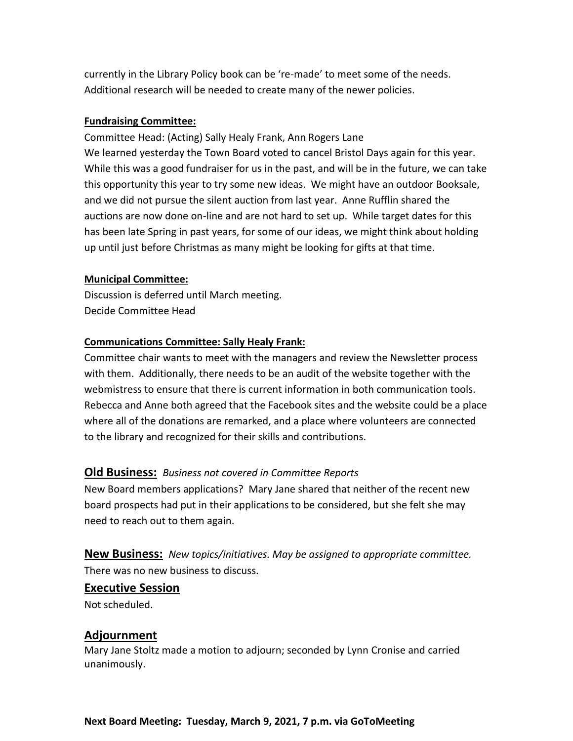currently in the Library Policy book can be 're-made' to meet some of the needs. Additional research will be needed to create many of the newer policies.

**Fundraising Committee:**

Committee Head: (Acting) Sally Healy Frank, Ann Rogers Lane

We learned yesterday the Town Board voted to cancel Bristol Days again for this year. While this was a good fundraiser for us in the past, and will be in the future, we can take this opportunity this year to try some new ideas. We might have an outdoor Booksale, and we did not pursue the silent auction from last year. Anne Rufflin shared the auctions are now done on-line and are not hard to set up. While target dates for this has been late Spring in past years, for some of our ideas, we might think about holding up until just before Christmas as many might be looking for gifts at that time.

**Municipal Committee:**

Discussion is deferred until March meeting.

Decide Committee Head

**Communications Committee: Sally Healy Frank:**

Committee chair wants to meet with the managers and review the Newsletter process with them. Additionally, there needs to be an audit of the website together with the webmistress to ensure that there is current information in both communication tools. Rebecca and Anne both agreed that the Facebook sites and the website could be a place where all of the donations are remarked, and a place where volunteers are connected to the library and recognized for their skills and contributions.

## Old Business: *Business not covered in Committee Reports*

New Board members applications? Mary Jane shared that neither of the recent new board prospects had put in their applications to be considered, but she felt she may need to reach out to them again.

## New Business: *New topics/initiatives. May be assigned to appropriate committee.*

There was no new business to discuss.

## Executive Session

Not scheduled.

## Adjournment

Mary Jane Stoltz made a motion to adjourn; seconded by Lynn Cronise and carried unanimously.

**Next Board Meeting: Tuesday, March 9, 2021, 7 p.m. via GoToMeeting**